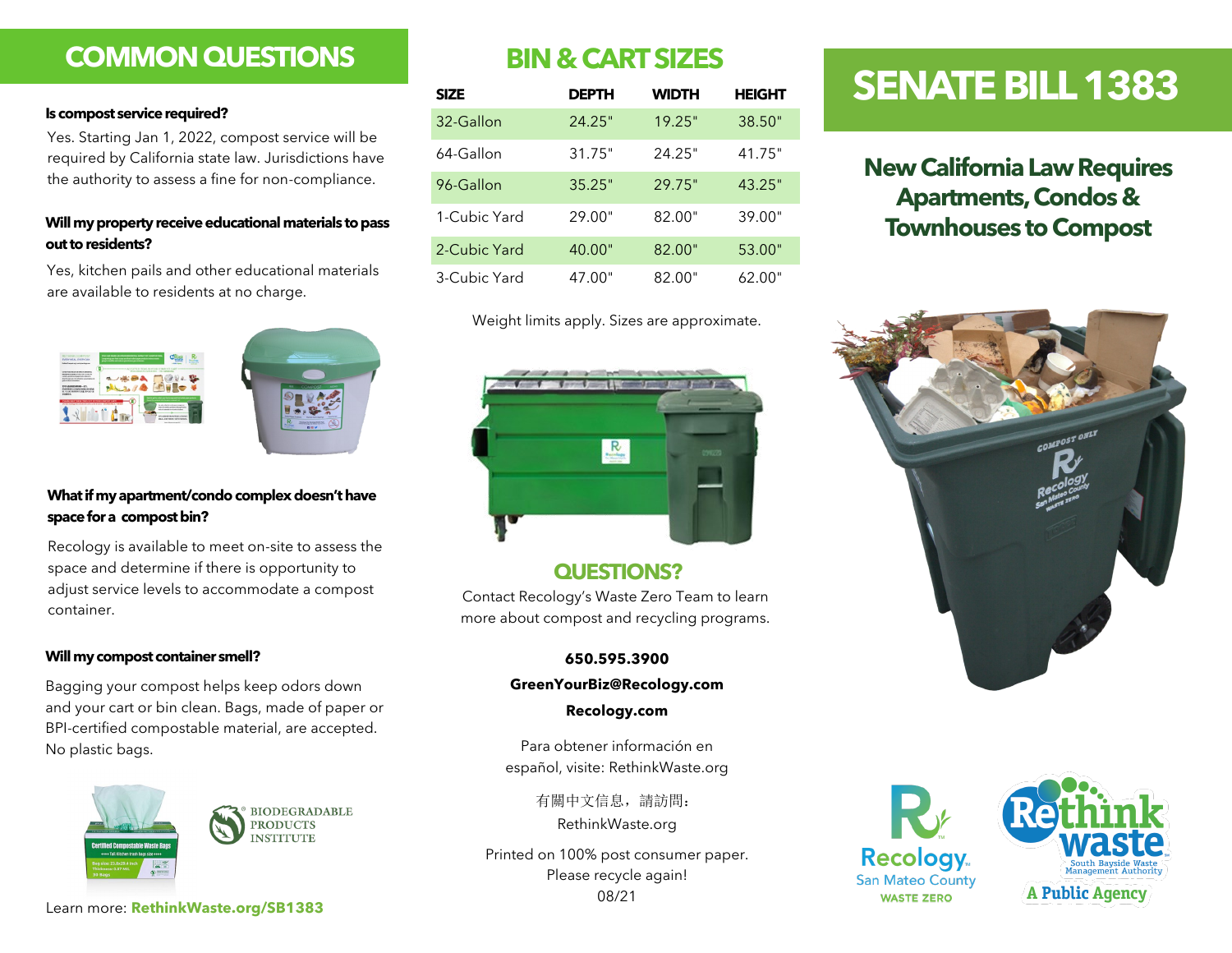## COMMON QUESTIONS

**Is compost service required?**

Yes. Starting Jan 1, 2022, compost service will be required by California state law. Jurisdictions have the authority to assess a fine for non-compliance.

**Will my property receive educational materials to pass out to residents?**

Yes, kitchen pails and other educational materials are available to residents at no charge.

**What if my apartment/condo complex doesn't have space for a compost bin?**

Recology is available to meet on-site to assess the space and determine if there is opportunity to adjust service levels to accommodate a compost container.

**Will my compost container smell?**

Bagging your compost helps keep odors down and your cart or bin clean. Bags, made of paper or BPI-certified compostable material, are accepted. No plastic bags.

Learn more: **RethinkWaste.org/SB1383**

## BIN & CART SIZES

| SIZE | DEPTH | WIDTH | HEIGHT |
|---|---|---|---|
| 32-Gallon | 24.25" | 19.25" | 38.50" |
| 64-Gallon | 31.75" | 24.25" | 41.75" |
| 96-Gallon | 35.25" | 29.75" | 43.25" |
| 1-Cubic Yard | 29.00" | 82.00" | 39.00" |
| 2-Cubic Yard | 40.00" | 82.00" | 53.00" |
| 3-Cubic Yard | 47.00" | 82.00" | 62.00" |

Weight limits apply. Sizes are approximate.

## QUESTIONS?

Contact Recology's Waste Zero Team to learn more about compost and recycling programs.

**650.595.3900**

**GreenYourBiz@Recology.com**

**Recology.com**

Para obtener información en español, visite: RethinkWaste.org

有關中文信息，請訪問：RethinkWaste.org

Printed on 100% post consumer paper. Please recycle again!
08/21

# SENATE BILL 1383

## New California Law Requires Apartments, Condos & Townhouses to Compost

Recology San Mateo County WASTE ZERO

Rethink waste — South Bayside Waste Management Authority — A Public Agency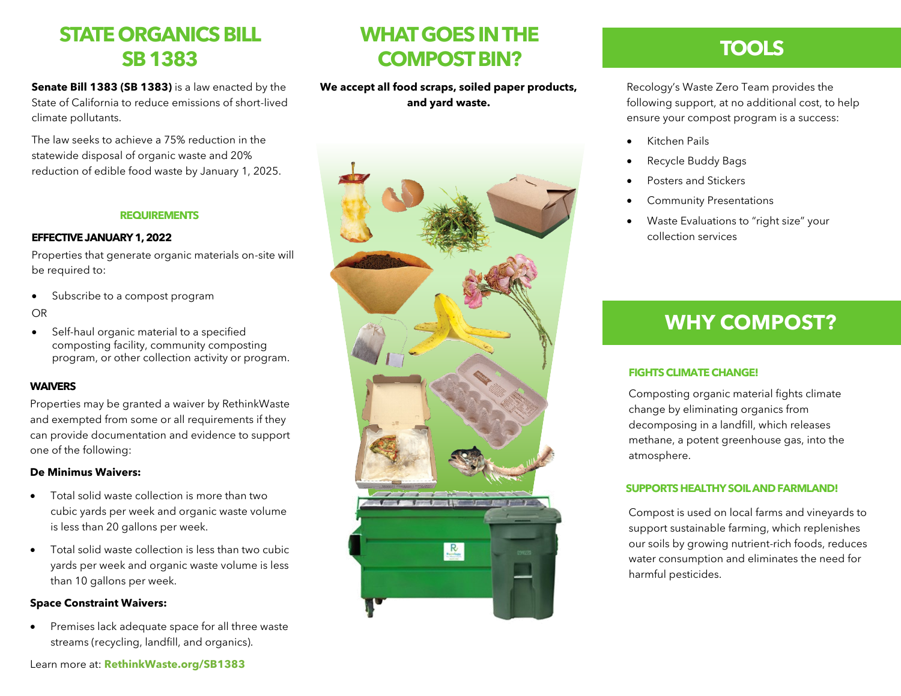# STATE ORGANICS BILL SB 1383

**Senate Bill 1383 (SB 1383)** is a law enacted by the State of California to reduce emissions of short-lived climate pollutants.

The law seeks to achieve a 75% reduction in the statewide disposal of organic waste and 20% reduction of edible food waste by January 1, 2025.

### REQUIREMENTS

#### EFFECTIVE JANUARY 1, 2022

Properties that generate organic materials on-site will be required to:

- Subscribe to a compost program

OR

- Self-haul organic material to a specified composting facility, community composting program, or other collection activity or program.

#### WAIVERS

Properties may be granted a waiver by RethinkWaste and exempted from some or all requirements if they can provide documentation and evidence to support one of the following:

**De Minimus Waivers:**

- Total solid waste collection is more than two cubic yards per week and organic waste volume is less than 20 gallons per week.
- Total solid waste collection is less than two cubic yards per week and organic waste volume is less than 10 gallons per week.

**Space Constraint Waivers:**

- Premises lack adequate space for all three waste streams (recycling, landfill, and organics).

Learn more at: **RethinkWaste.org/SB1383**

# WHAT GOES IN THE COMPOST BIN?

**We accept all food scraps, soiled paper products, and yard waste.**

# TOOLS

Recology's Waste Zero Team provides the following support, at no additional cost, to help ensure your compost program is a success:

- Kitchen Pails
- Recycle Buddy Bags
- Posters and Stickers
- Community Presentations
- Waste Evaluations to "right size" your collection services

# WHY COMPOST?

### FIGHTS CLIMATE CHANGE!

Composting organic material fights climate change by eliminating organics from decomposing in a landfill, which releases methane, a potent greenhouse gas, into the atmosphere.

### SUPPORTS HEALTHY SOIL AND FARMLAND!

Compost is used on local farms and vineyards to support sustainable farming, which replenishes our soils by growing nutrient-rich foods, reduces water consumption and eliminates the need for harmful pesticides.